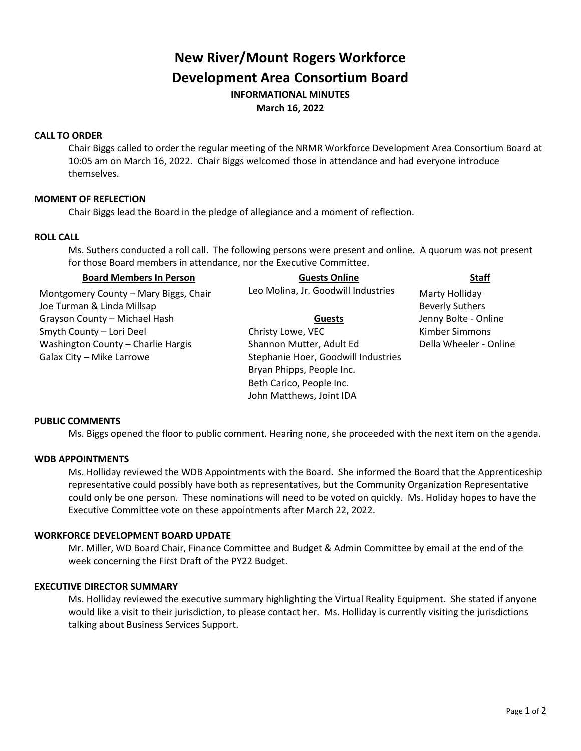# New River/Mount Rogers Workforce Development Area Consortium Board

**INFORMATIONAL MINUTES**

**March 16, 2022**

### CALL TO ORDER

Chair Biggs called to order the regular meeting of the NRMR Workforce Development Area Consortium Board at 10:05 am on March 16, 2022. Chair Biggs welcomed those in attendance and had everyone introduce themselves.

### MOMENT OF REFLECTION

Chair Biggs lead the Board in the pledge of allegiance and a moment of reflection.

### ROLL CALL

Ms. Suthers conducted a roll call. The following persons were present and online. A quorum was not present for those Board members in attendance, nor the Executive Committee.

| Board Members In Person | Guests Online | Staff |
|---|---|---|
| Montgomery County – Mary Biggs, Chair | Leo Molina, Jr. Goodwill Industries | Marty Holliday |
| Joe Turman & Linda Millsap | | Beverly Suthers |
| Grayson County – Michael Hash | **Guests** | Jenny Bolte - Online |
| Smyth County – Lori Deel | Christy Lowe, VEC | Kimber Simmons |
| Washington County – Charlie Hargis | Shannon Mutter, Adult Ed | Della Wheeler - Online |
| Galax City – Mike Larrowe | Stephanie Hoer, Goodwill Industries | |
| | Bryan Phipps, People Inc. | |
| | Beth Carico, People Inc. | |
| | John Matthews, Joint IDA | |

### PUBLIC COMMENTS

Ms. Biggs opened the floor to public comment. Hearing none, she proceeded with the next item on the agenda.

### WDB APPOINTMENTS

Ms. Holliday reviewed the WDB Appointments with the Board. She informed the Board that the Apprenticeship representative could possibly have both as representatives, but the Community Organization Representative could only be one person. These nominations will need to be voted on quickly. Ms. Holiday hopes to have the Executive Committee vote on these appointments after March 22, 2022.

### WORKFORCE DEVELOPMENT BOARD UPDATE

Mr. Miller, WD Board Chair, Finance Committee and Budget & Admin Committee by email at the end of the week concerning the First Draft of the PY22 Budget.

### EXECUTIVE DIRECTOR SUMMARY

Ms. Holliday reviewed the executive summary highlighting the Virtual Reality Equipment. She stated if anyone would like a visit to their jurisdiction, to please contact her. Ms. Holliday is currently visiting the jurisdictions talking about Business Services Support.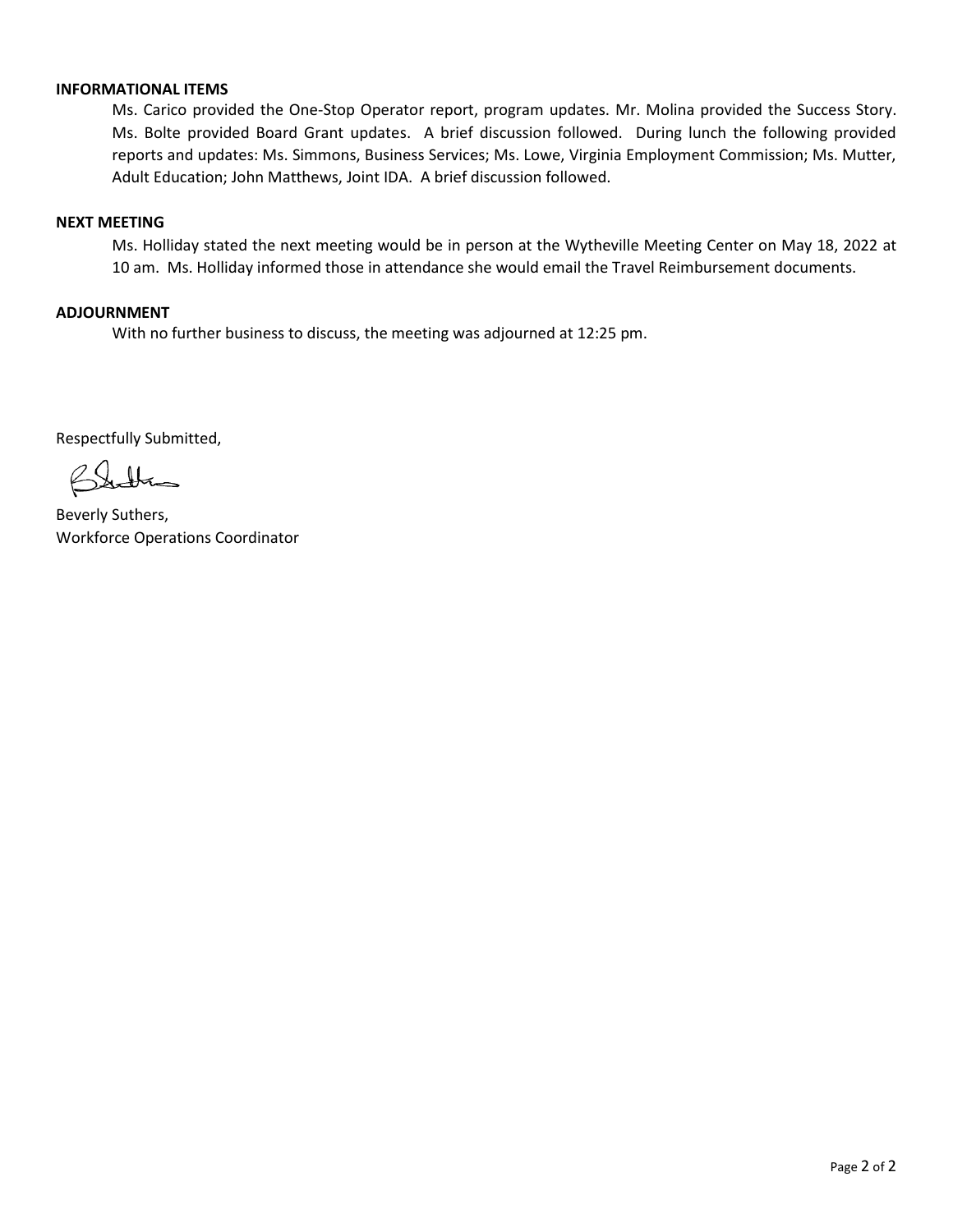**INFORMATIONAL ITEMS**

Ms. Carico provided the One-Stop Operator report, program updates. Mr. Molina provided the Success Story. Ms. Bolte provided Board Grant updates. A brief discussion followed. During lunch the following provided reports and updates: Ms. Simmons, Business Services; Ms. Lowe, Virginia Employment Commission; Ms. Mutter, Adult Education; John Matthews, Joint IDA. A brief discussion followed.

**NEXT MEETING**

Ms. Holliday stated the next meeting would be in person at the Wytheville Meeting Center on May 18, 2022 at 10 am. Ms. Holliday informed those in attendance she would email the Travel Reimbursement documents.

**ADJOURNMENT**

With no further business to discuss, the meeting was adjourned at 12:25 pm.

Respectfully Submitted,

Beverly Suthers,
Workforce Operations Coordinator